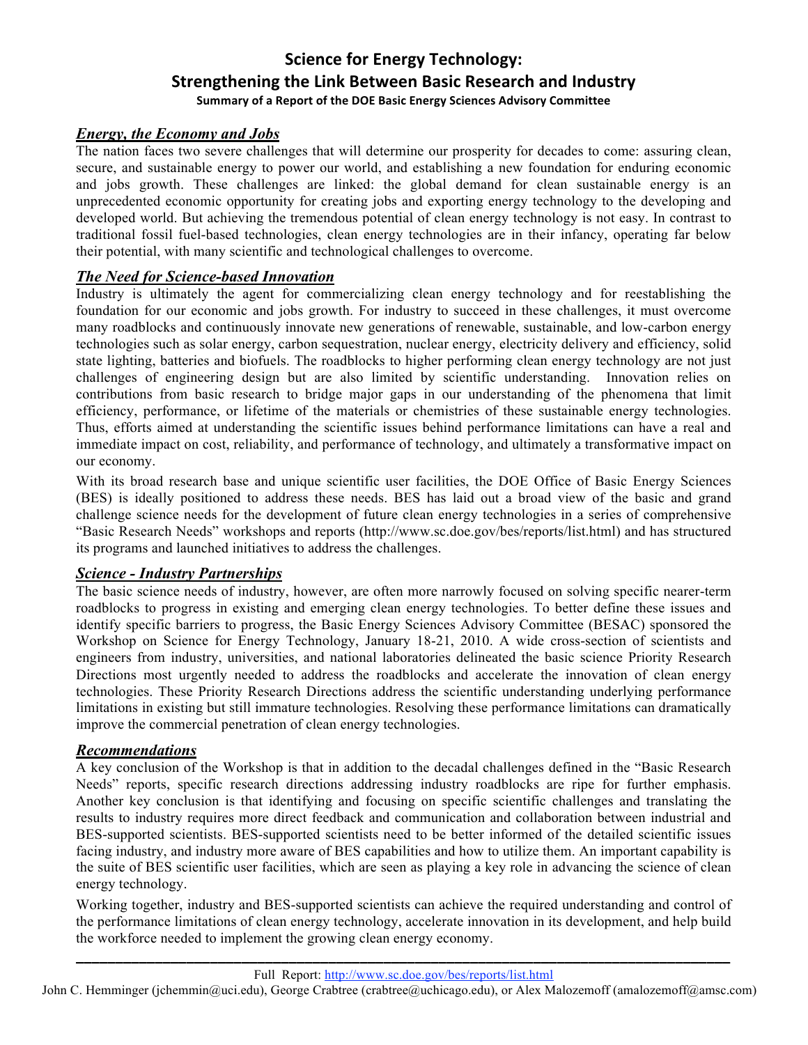# Science for Energy Technology: Strengthening the Link Between Basic Research and Industry

**Summary of a Report of the DOE Basic Energy Sciences Advisory Committee**

## *Energy, the Economy and Jobs*

The nation faces two severe challenges that will determine our prosperity for decades to come: assuring clean, secure, and sustainable energy to power our world, and establishing a new foundation for enduring economic and jobs growth. These challenges are linked: the global demand for clean sustainable energy is an unprecedented economic opportunity for creating jobs and exporting energy technology to the developing and developed world. But achieving the tremendous potential of clean energy technology is not easy. In contrast to traditional fossil fuel-based technologies, clean energy technologies are in their infancy, operating far below their potential, with many scientific and technological challenges to overcome.

## *The Need for Science-based Innovation*

Industry is ultimately the agent for commercializing clean energy technology and for reestablishing the foundation for our economic and jobs growth. For industry to succeed in these challenges, it must overcome many roadblocks and continuously innovate new generations of renewable, sustainable, and low-carbon energy technologies such as solar energy, carbon sequestration, nuclear energy, electricity delivery and efficiency, solid state lighting, batteries and biofuels. The roadblocks to higher performing clean energy technology are not just challenges of engineering design but are also limited by scientific understanding. Innovation relies on contributions from basic research to bridge major gaps in our understanding of the phenomena that limit efficiency, performance, or lifetime of the materials or chemistries of these sustainable energy technologies. Thus, efforts aimed at understanding the scientific issues behind performance limitations can have a real and immediate impact on cost, reliability, and performance of technology, and ultimately a transformative impact on our economy.

With its broad research base and unique scientific user facilities, the DOE Office of Basic Energy Sciences (BES) is ideally positioned to address these needs. BES has laid out a broad view of the basic and grand challenge science needs for the development of future clean energy technologies in a series of comprehensive "Basic Research Needs" workshops and reports (http://www.sc.doe.gov/bes/reports/list.html) and has structured its programs and launched initiatives to address the challenges.

## *Science - Industry Partnerships*

The basic science needs of industry, however, are often more narrowly focused on solving specific nearer-term roadblocks to progress in existing and emerging clean energy technologies. To better define these issues and identify specific barriers to progress, the Basic Energy Sciences Advisory Committee (BESAC) sponsored the Workshop on Science for Energy Technology, January 18-21, 2010. A wide cross-section of scientists and engineers from industry, universities, and national laboratories delineated the basic science Priority Research Directions most urgently needed to address the roadblocks and accelerate the innovation of clean energy technologies. These Priority Research Directions address the scientific understanding underlying performance limitations in existing but still immature technologies. Resolving these performance limitations can dramatically improve the commercial penetration of clean energy technologies.

## *Recommendations*

A key conclusion of the Workshop is that in addition to the decadal challenges defined in the "Basic Research Needs" reports, specific research directions addressing industry roadblocks are ripe for further emphasis. Another key conclusion is that identifying and focusing on specific scientific challenges and translating the results to industry requires more direct feedback and communication and collaboration between industrial and BES-supported scientists. BES-supported scientists need to be better informed of the detailed scientific issues facing industry, and industry more aware of BES capabilities and how to utilize them. An important capability is the suite of BES scientific user facilities, which are seen as playing a key role in advancing the science of clean energy technology.

Working together, industry and BES-supported scientists can achieve the required understanding and control of the performance limitations of clean energy technology, accelerate innovation in its development, and help build the workforce needed to implement the growing clean energy economy.

---

Full Report: http://www.sc.doe.gov/bes/reports/list.html

John C. Hemminger (jchemmin@uci.edu), George Crabtree (crabtree@uchicago.edu), or Alex Malozemoff (amalozemoff@amsc.com)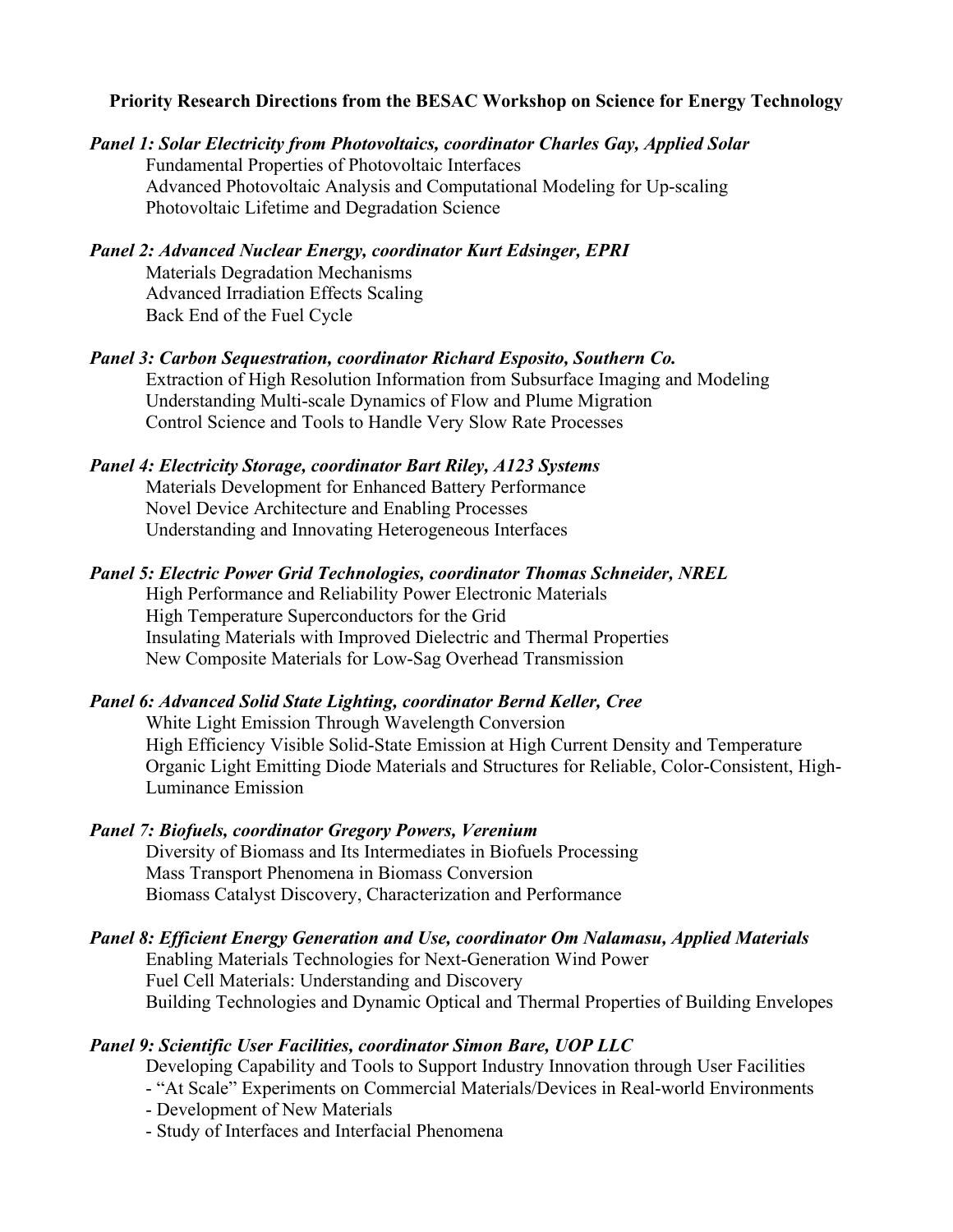**Priority Research Directions from the BESAC Workshop on Science for Energy Technology**

***Panel 1: Solar Electricity from Photovoltaics, coordinator Charles Gay, Applied Solar***

Fundamental Properties of Photovoltaic Interfaces
Advanced Photovoltaic Analysis and Computational Modeling for Up-scaling
Photovoltaic Lifetime and Degradation Science

***Panel 2: Advanced Nuclear Energy, coordinator Kurt Edsinger, EPRI***

Materials Degradation Mechanisms
Advanced Irradiation Effects Scaling
Back End of the Fuel Cycle

***Panel 3: Carbon Sequestration, coordinator Richard Esposito, Southern Co.***

Extraction of High Resolution Information from Subsurface Imaging and Modeling
Understanding Multi-scale Dynamics of Flow and Plume Migration
Control Science and Tools to Handle Very Slow Rate Processes

***Panel 4: Electricity Storage, coordinator Bart Riley, A123 Systems***

Materials Development for Enhanced Battery Performance
Novel Device Architecture and Enabling Processes
Understanding and Innovating Heterogeneous Interfaces

***Panel 5: Electric Power Grid Technologies, coordinator Thomas Schneider, NREL***

High Performance and Reliability Power Electronic Materials
High Temperature Superconductors for the Grid
Insulating Materials with Improved Dielectric and Thermal Properties
New Composite Materials for Low-Sag Overhead Transmission

***Panel 6: Advanced Solid State Lighting, coordinator Bernd Keller, Cree***

White Light Emission Through Wavelength Conversion
High Efficiency Visible Solid-State Emission at High Current Density and Temperature
Organic Light Emitting Diode Materials and Structures for Reliable, Color-Consistent, High-Luminance Emission

***Panel 7: Biofuels, coordinator Gregory Powers, Verenium***

Diversity of Biomass and Its Intermediates in Biofuels Processing
Mass Transport Phenomena in Biomass Conversion
Biomass Catalyst Discovery, Characterization and Performance

***Panel 8: Efficient Energy Generation and Use, coordinator Om Nalamasu, Applied Materials***

Enabling Materials Technologies for Next-Generation Wind Power
Fuel Cell Materials: Understanding and Discovery
Building Technologies and Dynamic Optical and Thermal Properties of Building Envelopes

***Panel 9: Scientific User Facilities, coordinator Simon Bare, UOP LLC***

Developing Capability and Tools to Support Industry Innovation through User Facilities

- "At Scale" Experiments on Commercial Materials/Devices in Real-world Environments
- Development of New Materials
- Study of Interfaces and Interfacial Phenomena